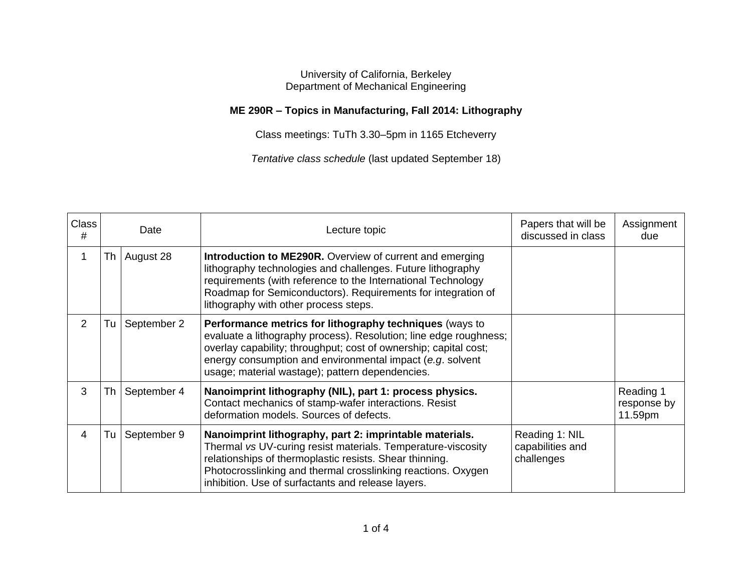University of California, Berkeley
Department of Mechanical Engineering

**ME 290R – Topics in Manufacturing, Fall 2014: Lithography**

Class meetings: TuTh 3.30–5pm in 1165 Etcheverry

*Tentative class schedule* (last updated September 18)

| Class # | Date | | Lecture topic | Papers that will be discussed in class | Assignment due |
|---|---|---|---|---|---|
| 1 | Th | August 28 | **Introduction to ME290R.** Overview of current and emerging lithography technologies and challenges. Future lithography requirements (with reference to the International Technology Roadmap for Semiconductors). Requirements for integration of lithography with other process steps. | | |
| 2 | Tu | September 2 | **Performance metrics for lithography techniques** (ways to evaluate a lithography process). Resolution; line edge roughness; overlay capability; throughput; cost of ownership; capital cost; energy consumption and environmental impact (*e.g*. solvent usage; material wastage); pattern dependencies. | | |
| 3 | Th | September 4 | **Nanoimprint lithography (NIL), part 1: process physics.** Contact mechanics of stamp-wafer interactions. Resist deformation models. Sources of defects. | | Reading 1 response by 11.59pm |
| 4 | Tu | September 9 | **Nanoimprint lithography, part 2: imprintable materials.** Thermal *vs* UV-curing resist materials. Temperature-viscosity relationships of thermoplastic resists. Shear thinning. Photocrosslinking and thermal crosslinking reactions. Oxygen inhibition. Use of surfactants and release layers. | Reading 1: NIL capabilities and challenges | |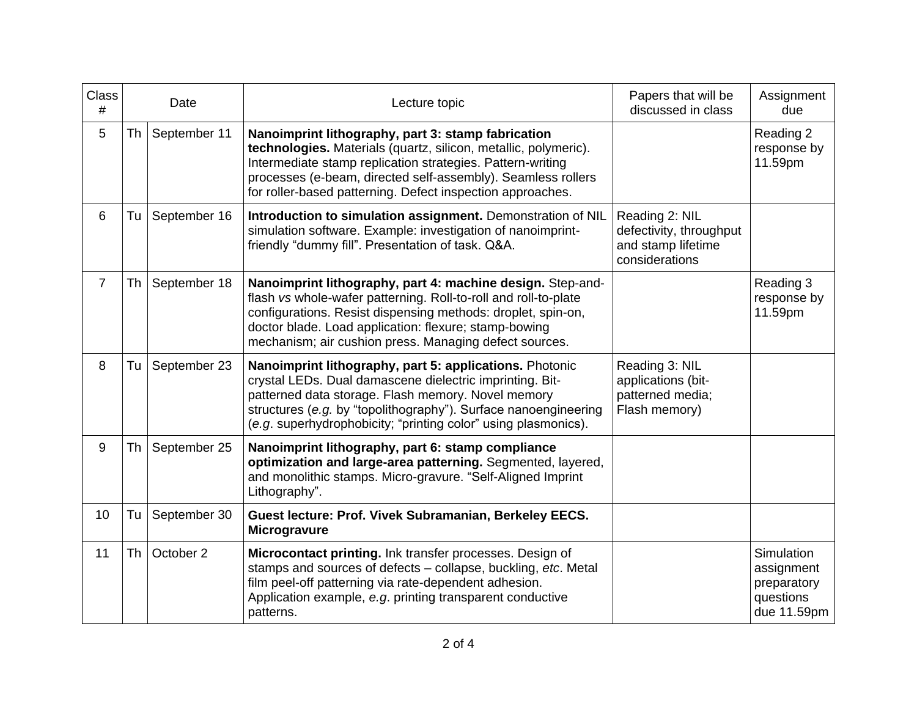| Class # | Date | | Lecture topic | Papers that will be discussed in class | Assignment due |
|---|---|---|---|---|---|
| 5 | Th | September 11 | **Nanoimprint lithography, part 3: stamp fabrication technologies.** Materials (quartz, silicon, metallic, polymeric). Intermediate stamp replication strategies. Pattern-writing processes (e-beam, directed self-assembly). Seamless rollers for roller-based patterning. Defect inspection approaches. | | Reading 2 response by 11.59pm |
| 6 | Tu | September 16 | **Introduction to simulation assignment.** Demonstration of NIL simulation software. Example: investigation of nanoimprint-friendly "dummy fill". Presentation of task. Q&A. | Reading 2: NIL defectivity, throughput and stamp lifetime considerations | |
| 7 | Th | September 18 | **Nanoimprint lithography, part 4: machine design.** Step-and-flash *vs* whole-wafer patterning. Roll-to-roll and roll-to-plate configurations. Resist dispensing methods: droplet, spin-on, doctor blade. Load application: flexure; stamp-bowing mechanism; air cushion press. Managing defect sources. | | Reading 3 response by 11.59pm |
| 8 | Tu | September 23 | **Nanoimprint lithography, part 5: applications.** Photonic crystal LEDs. Dual damascene dielectric imprinting. Bit-patterned data storage. Flash memory. Novel memory structures (*e.g.* by "topolithography"). Surface nanoengineering (*e.g*. superhydrophobicity; "printing color" using plasmonics). | Reading 3: NIL applications (bit-patterned media; Flash memory) | |
| 9 | Th | September 25 | **Nanoimprint lithography, part 6: stamp compliance optimization and large-area patterning.** Segmented, layered, and monolithic stamps. Micro-gravure. "Self-Aligned Imprint Lithography". | | |
| 10 | Tu | September 30 | **Guest lecture: Prof. Vivek Subramanian, Berkeley EECS. Microgravure** | | |
| 11 | Th | October 2 | **Microcontact printing.** Ink transfer processes. Design of stamps and sources of defects – collapse, buckling, *etc*. Metal film peel-off patterning via rate-dependent adhesion. Application example, *e.g*. printing transparent conductive patterns. | | Simulation assignment preparatory questions due 11.59pm |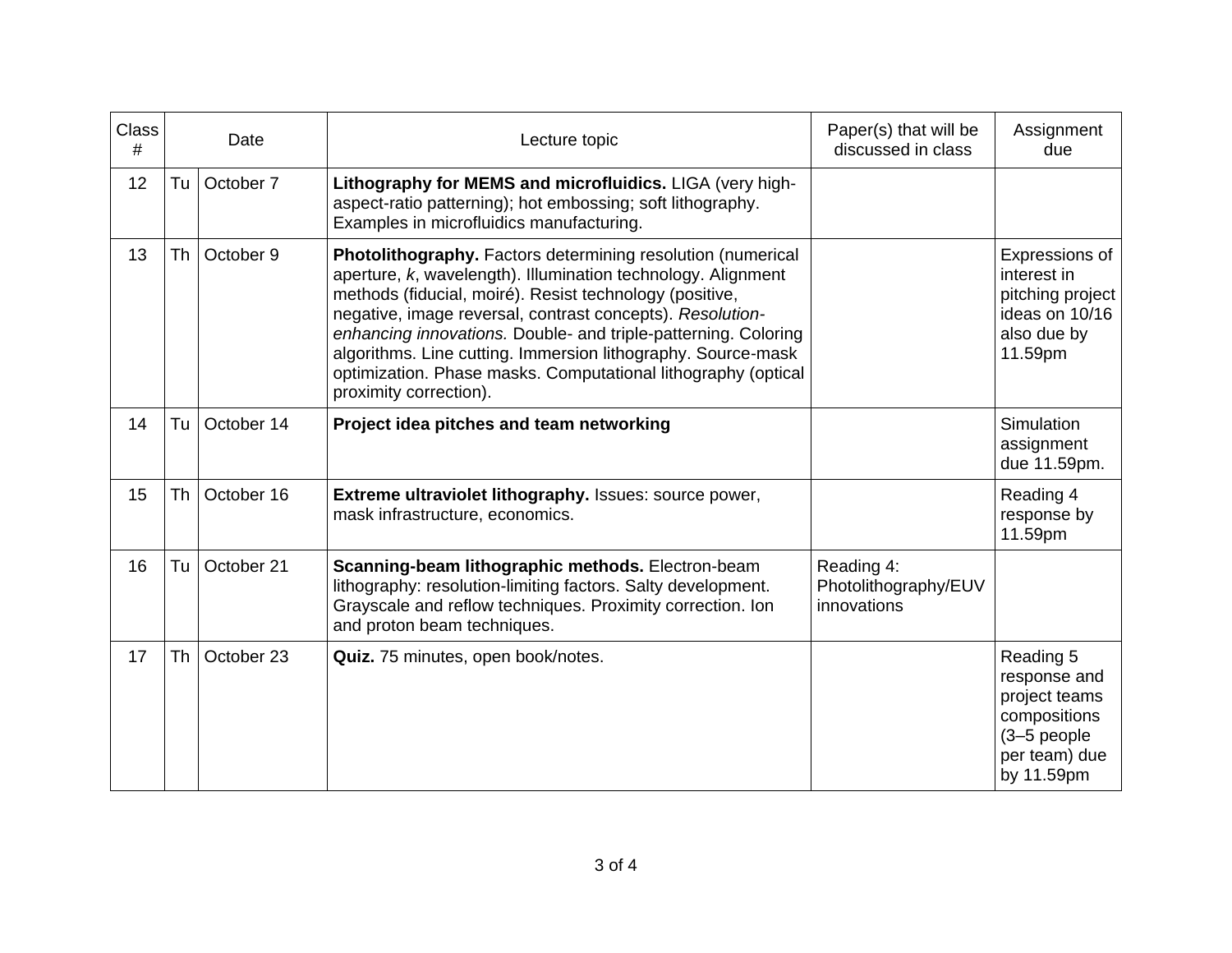| Class # | Date | | Lecture topic | Paper(s) that will be discussed in class | Assignment due |
|---|---|---|---|---|---|
| 12 | Tu | October 7 | **Lithography for MEMS and microfluidics.** LIGA (very high-aspect-ratio patterning); hot embossing; soft lithography. Examples in microfluidics manufacturing. | | |
| 13 | Th | October 9 | **Photolithography.** Factors determining resolution (numerical aperture, *k*, wavelength). Illumination technology. Alignment methods (fiducial, moiré). Resist technology (positive, negative, image reversal, contrast concepts). *Resolution-enhancing innovations.* Double- and triple-patterning. Coloring algorithms. Line cutting. Immersion lithography. Source-mask optimization. Phase masks. Computational lithography (optical proximity correction). | | Expressions of interest in pitching project ideas on 10/16 also due by 11.59pm |
| 14 | Tu | October 14 | **Project idea pitches and team networking** | | Simulation assignment due 11.59pm. |
| 15 | Th | October 16 | **Extreme ultraviolet lithography.** Issues: source power, mask infrastructure, economics. | | Reading 4 response by 11.59pm |
| 16 | Tu | October 21 | **Scanning-beam lithographic methods.** Electron-beam lithography: resolution-limiting factors. Salty development. Grayscale and reflow techniques. Proximity correction. Ion and proton beam techniques. | Reading 4: Photolithography/EUV innovations | |
| 17 | Th | October 23 | **Quiz.** 75 minutes, open book/notes. | | Reading 5 response and project teams compositions (3–5 people per team) due by 11.59pm |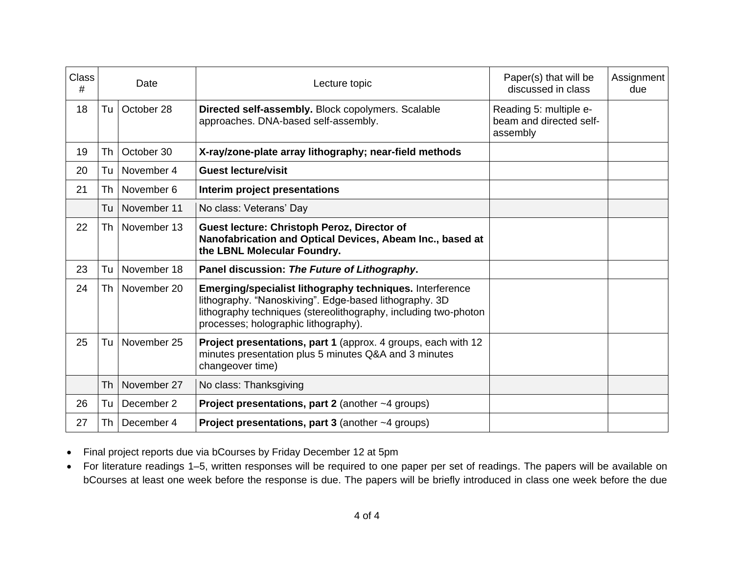| Class # | Date | | Lecture topic | Paper(s) that will be discussed in class | Assignment due |
|---|---|---|---|---|---|
| 18 | Tu | October 28 | **Directed self-assembly.** Block copolymers. Scalable approaches. DNA-based self-assembly. | Reading 5: multiple e-beam and directed self-assembly | |
| 19 | Th | October 30 | **X-ray/zone-plate array lithography; near-field methods** | | |
| 20 | Tu | November 4 | **Guest lecture/visit** | | |
| 21 | Th | November 6 | **Interim project presentations** | | |
| | Tu | November 11 | No class: Veterans' Day | | |
| 22 | Th | November 13 | **Guest lecture: Christoph Peroz, Director of Nanofabrication and Optical Devices, Abeam Inc., based at the LBNL Molecular Foundry.** | | |
| 23 | Tu | November 18 | **Panel discussion: *The Future of Lithography*.** | | |
| 24 | Th | November 20 | **Emerging/specialist lithography techniques.** Interference lithography. "Nanoskiving". Edge-based lithography. 3D lithography techniques (stereolithography, including two-photon processes; holographic lithography). | | |
| 25 | Tu | November 25 | **Project presentations, part 1** (approx. 4 groups, each with 12 minutes presentation plus 5 minutes Q&A and 3 minutes changeover time) | | |
| | Th | November 27 | No class: Thanksgiving | | |
| 26 | Tu | December 2 | **Project presentations, part 2** (another ~4 groups) | | |
| 27 | Th | December 4 | **Project presentations, part 3** (another ~4 groups) | | |

- Final project reports due via bCourses by Friday December 12 at 5pm
- For literature readings 1–5, written responses will be required to one paper per set of readings. The papers will be available on bCourses at least one week before the response is due. The papers will be briefly introduced in class one week before the due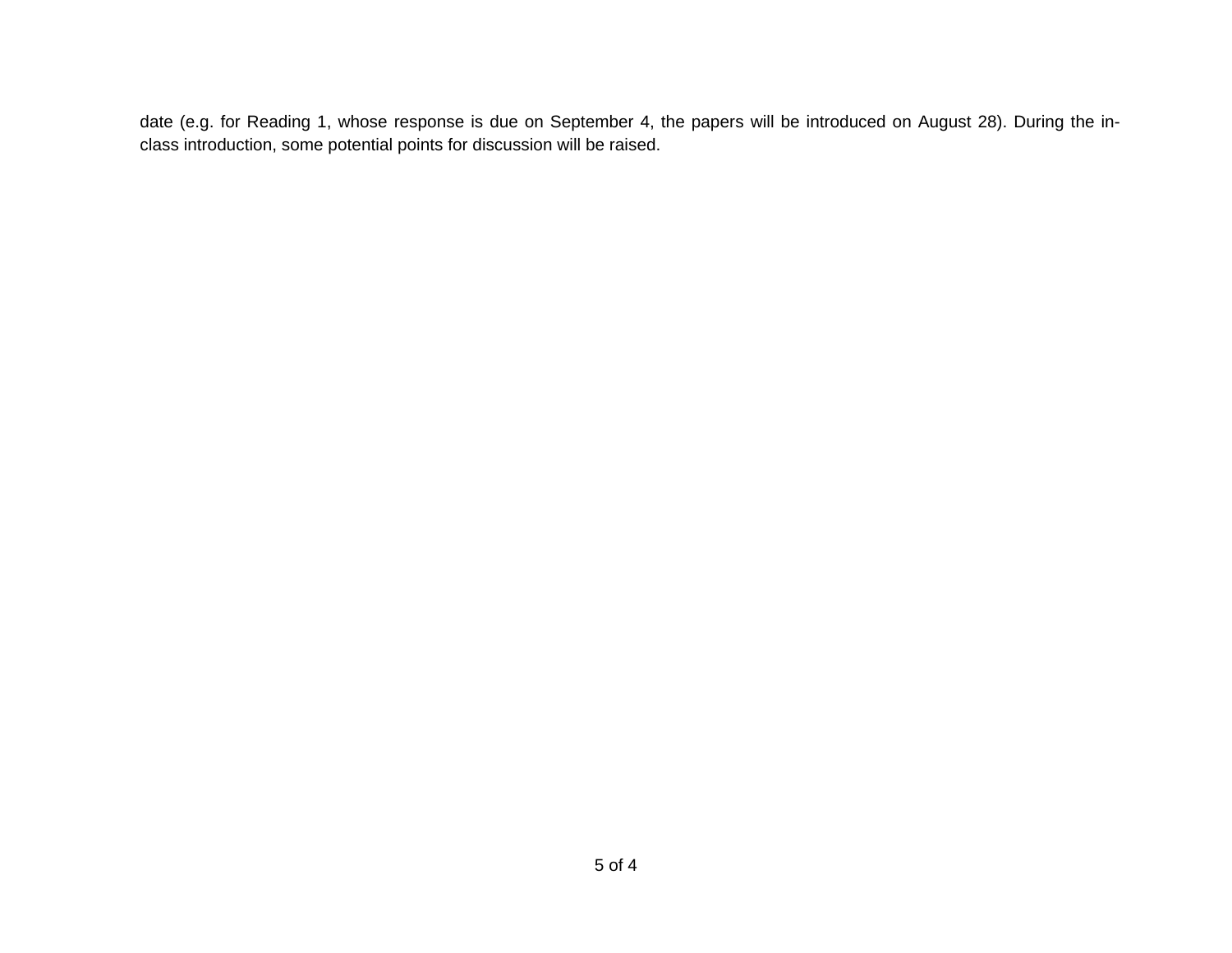date (e.g. for Reading 1, whose response is due on September 4, the papers will be introduced on August 28). During the in-class introduction, some potential points for discussion will be raised.